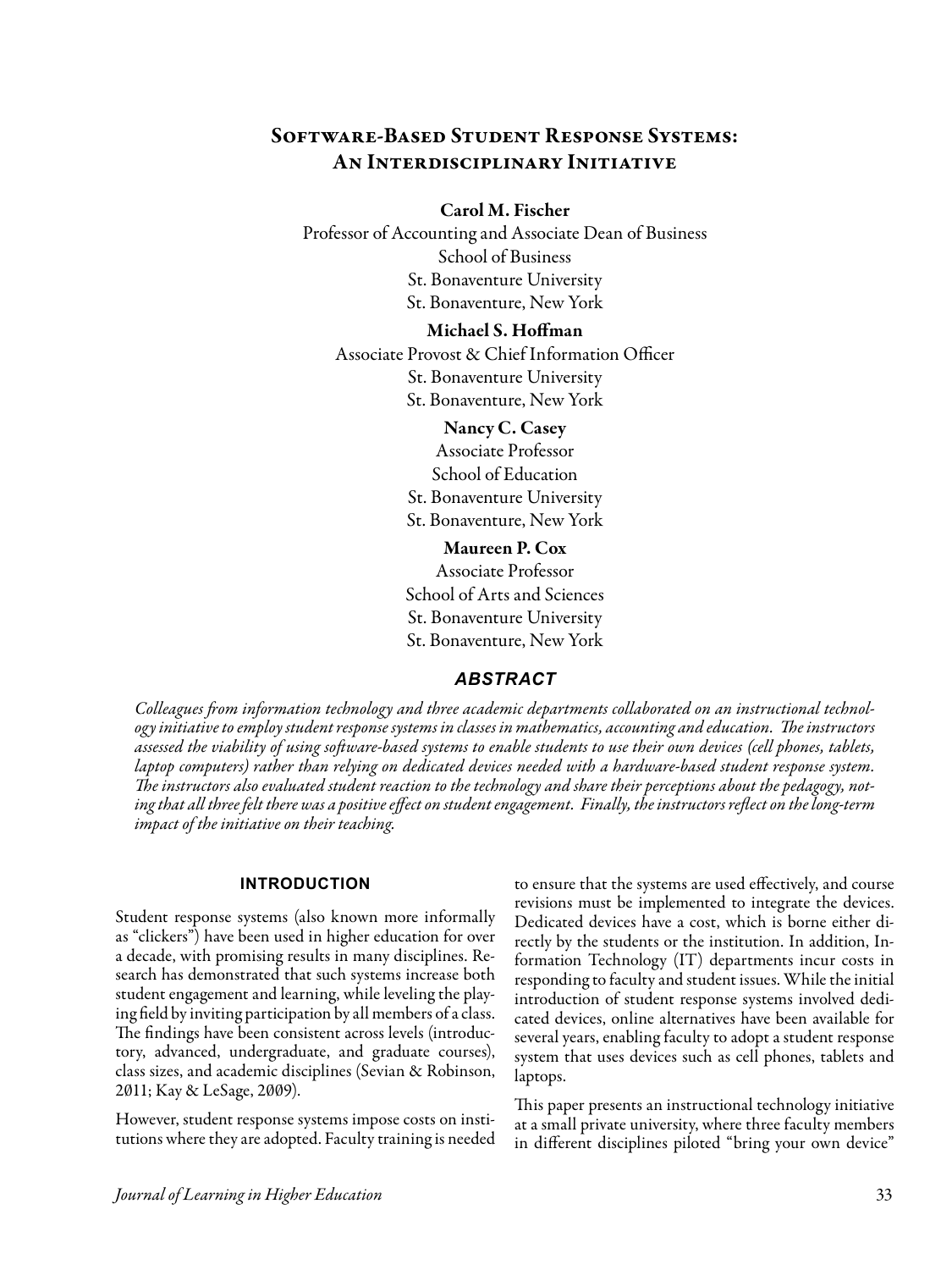# Software-Based Student Response Systems: An Interdisciplinary Initiative

**Carol M. Fischer**
Professor of Accounting and Associate Dean of Business
School of Business
St. Bonaventure University
St. Bonaventure, New York

**Michael S. Hoffman**
Associate Provost & Chief Information Officer
St. Bonaventure University
St. Bonaventure, New York

**Nancy C. Casey**
Associate Professor
School of Education
St. Bonaventure University
St. Bonaventure, New York

**Maureen P. Cox**
Associate Professor
School of Arts and Sciences
St. Bonaventure University
St. Bonaventure, New York

## ABSTRACT

*Colleagues from information technology and three academic departments collaborated on an instructional technology initiative to employ student response systems in classes in mathematics, accounting and education. The instructors assessed the viability of using software-based systems to enable students to use their own devices (cell phones, tablets, laptop computers) rather than relying on dedicated devices needed with a hardware-based student response system. The instructors also evaluated student reaction to the technology and share their perceptions about the pedagogy, noting that all three felt there was a positive effect on student engagement. Finally, the instructors reflect on the long-term impact of the initiative on their teaching.*

## INTRODUCTION

Student response systems (also known more informally as "clickers") have been used in higher education for over a decade, with promising results in many disciplines. Research has demonstrated that such systems increase both student engagement and learning, while leveling the playing field by inviting participation by all members of a class. The findings have been consistent across levels (introductory, advanced, undergraduate, and graduate courses), class sizes, and academic disciplines (Sevian & Robinson, 2011; Kay & LeSage, 2009).

However, student response systems impose costs on institutions where they are adopted. Faculty training is needed to ensure that the systems are used effectively, and course revisions must be implemented to integrate the devices. Dedicated devices have a cost, which is borne either directly by the students or the institution. In addition, Information Technology (IT) departments incur costs in responding to faculty and student issues. While the initial introduction of student response systems involved dedicated devices, online alternatives have been available for several years, enabling faculty to adopt a student response system that uses devices such as cell phones, tablets and laptops.

This paper presents an instructional technology initiative at a small private university, where three faculty members in different disciplines piloted "bring your own device"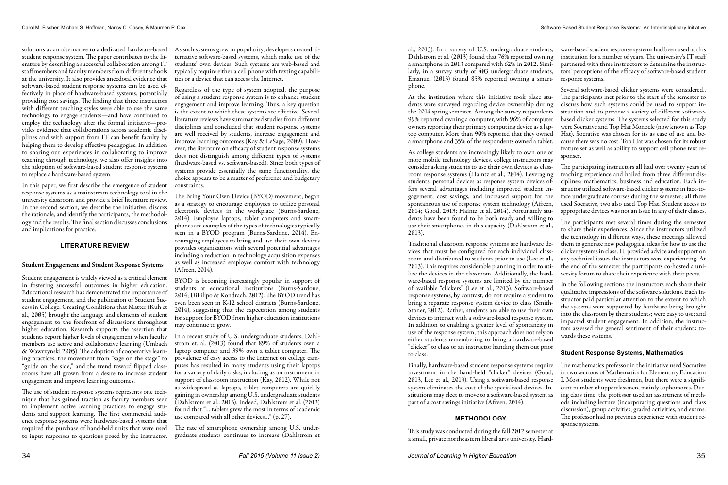solutions as an alternative to a dedicated hardware-based student response system. The paper contributes to the literature by describing a successful collaboration among IT staff members and faculty members from different schools at the university. It also provides anecdotal evidence that software-based student response systems can be used effectively in place of hardware-based systems, potentially providing cost savings. The finding that three instructors with different teaching styles were able to use the same technology to engage students—and have continued to employ the technology after the formal initiative—provides evidence that collaborations across academic disciplines and with support from IT can benefit faculty by helping them to develop effective pedagogies. In addition to sharing our experiences in collaborating to improve teaching through technology, we also offer insights into the adoption of software-based student response systems to replace a hardware-based system.

In this paper, we first describe the emergence of student response systems as a mainstream technology tool in the university classroom and provide a brief literature review. In the second section, we describe the initiative, discuss the rationale, and identify the participants, the methodology and the results. The final section discusses conclusions and implications for practice.

## LITERATURE REVIEW

### Student Engagement and Student Response Systems

Student engagement is widely viewed as a critical element in fostering successful outcomes in higher education. Educational research has demonstrated the importance of student engagement, and the publication of Student Success in College: Creating Conditions that Matter (Kuh et al., 2005) brought the language and elements of student engagement to the forefront of discussions throughout higher education. Research supports the assertion that students report higher levels of engagement when faculty members use active and collaborative learning (Umbach & Wawrzynski 2005). The adoption of cooperative learning practices, the movement from "sage on the stage" to "guide on the side," and the trend toward flipped classrooms have all grown from a desire to increase student engagement and improve learning outcomes.

The use of student response systems represents one technique that has gained traction as faculty members seek to implement active learning practices to engage students and support learning. The first commercial audience response systems were hardware-based systems that required the purchase of hand-held units that were used to input responses to questions posed by the instructor. As such systems grew in popularity, developers created alternative software-based systems, which make use of the students' own devices. Such systems are web-based and typically require either a cell phone with texting capabilities or a device that can access the Internet.

Regardless of the type of system adopted, the purpose of using a student response system is to enhance student engagement and improve learning. Thus, a key question is the extent to which these systems are effective. Several literature reviews have summarized studies from different disciplines and concluded that student response systems are well received by students, increase engagement and improve learning outcomes (Kay & LeSage, 2009). However, the literature on efficacy of student response systems does not distinguish among different types of systems (hardware-based vs. software-based). Since both types of systems provide essentially the same functionality, the choice appears to be a matter of preference and budgetary constraints.

The Bring Your Own Device (BYOD) movement, began as a strategy to encourage employees to utilize personal electronic devices in the workplace (Burns-Sardone, 2014). Employee laptops, tablet computers and smartphones are examples of the types of technologies typically seen in a BYOD program (Burns-Sardone, 2014). Encouraging employees to bring and use their own devices provides organizations with several potential advantages including a reduction in technology acquisition expenses as well as increased employee comfort with technology (Afreen, 2014).

BYOD is becoming increasingly popular in support of students at educational institutions (Burns-Sardone, 2014; DiFilipo & Kondrach, 2012). The BYOD trend has even been seen in K-12 school districts (Burns-Sardone, 2014), suggesting that the expectation among students for support for BYOD from higher education institutions may continue to grow.

In a recent study of U.S. undergraduate students, Dahlstrom et. al. (2013) found that 89% of students own a laptop computer and 39% own a tablet computer. The prevalence of easy access to the Internet on college campuses has resulted in many students using their laptops for a variety of daily tasks, including as an instrument in support of classroom instruction (Kay, 2012). While not as widespread as laptops, tablet computers are quickly gaining in ownership among U.S. undergraduate students (Dahlstrom et al., 2013). Indeed, Dahlstrom et al. (2013) found that "... tablets grew the most in terms of academic use compared with all other devices..." (p. 27).

The rate of smartphone ownership among U.S. undergraduate students continues to increase (Dahlstrom et al., 2013). In a survey of U.S. undergraduate students, Dahlstrom et al. (2013) found that 76% reported owning a smartphone in 2013 compared with 62% in 2012. Similarly, in a survey study of 403 undergraduate students, Emanuel (2013) found 85% reported owning a smartphone.

At the institution where this initiative took place students were surveyed regarding device ownership during the 2014 spring semester. Among the survey respondents 99% reported owning a computer, with 96% of computer owners reporting their primary computing device as a laptop computer. More than 90% reported that they owned a smartphone and 35% of the respondents owned a tablet.

As college students are increasingly likely to own one or more mobile technology devices, college instructors may consider asking students to use their own devices as classroom response systems (Haintz et al., 2014). Leveraging students' personal devices as response system devices offers several advantages including improved student engagement, cost savings, and increased support for the spontaneous use of response system technology (Afreen, 2014; Good, 2013; Haintz et al, 2014). Fortunately students have been found to be both ready and willing to use their smartphones in this capacity (Dahlstrom et al., 2013).

Traditional classroom response systems are hardware devices that must be configured for each individual classroom and distributed to students prior to use (Lee et al., 2013). This requires considerable planning in order to utilize the devices in the classroom. Additionally, the hardware-based response systems are limited by the number of available "clickers" (Lee et al., 2013). Software-based response systems, by contrast, do not require a student to bring a separate response system device to class (Smith-Stoner, 2012). Rather, students are able to use their own devices to interact with a software-based response system. In addition to enabling a greater level of spontaneity in use of the response system, this approach does not rely on either students remembering to bring a hardware-based "clicker" to class or an instructor handing them out prior to class.

Finally, hardware-based student response systems require investment in the hand-held "clicker" devices (Good, 2013, Lee et al., 2013). Using a software-based response system eliminates the cost of the specialized devices. Institutions may elect to move to a software-based system as part of a cost savings initiative (Afreen, 2014).

## METHODOLOGY

This study was conducted during the fall 2012 semester at a small, private northeastern liberal arts university. Hardware-based student response systems had been used at this institution for a number of years. The university's IT staff partnered with three instructors to determine the instructors' perceptions of the efficacy of software-based student response systems.

Several software-based clicker systems were considered.. The participants met prior to the start of the semester to discuss how such systems could be used to support instruction and to preview a variety of different software-based clicker systems. The systems selected for this study were Socrative and Top Hat Monocle (now known as Top Hat). Socrative was chosen for its as ease of use and because there was no cost. Top Hat was chosen for its robust feature set as well as ability to support cell phone text responses.

The participating instructors all had over twenty years of teaching experience and hailed from three different disciplines: mathematics, business and education. Each instructor utilized software-based clicker systems in face-to-face undergraduate courses during the semester; all three used Socrative, two also used Top Hat. Student access to appropriate devices was not an issue in any of their classes.

The participants met several times during the semester to share their experiences. Since the instructors utilized the technology in different ways, these meetings allowed them to generate new pedagogical ideas for how to use the clicker systems in class. IT provided advice and support on any technical issues the instructors were experiencing. At the end of the semester the participants co-hosted a university forum to share their experience with their peers.

In the following sections the instructors each share their qualitative impressions of the software solutions. Each instructor paid particular attention to the extent to which the systems were supported by hardware being brought into the classroom by their students; were easy to use; and impacted student engagement. In addition, the instructors assessed the general sentiment of their students towards these systems.

### Student Response Systems, Mathematics

The mathematics professor in the initiative used Socrative in two sections of Mathematics for Elementary Education I. Most students were freshmen, but there were a significant number of upperclassmen, mainly sophomores. During class time, the professor used an assortment of methods including lecture (incorporating questions and class discussion), group activities, graded activities, and exams. The professor had no previous experience with student response systems.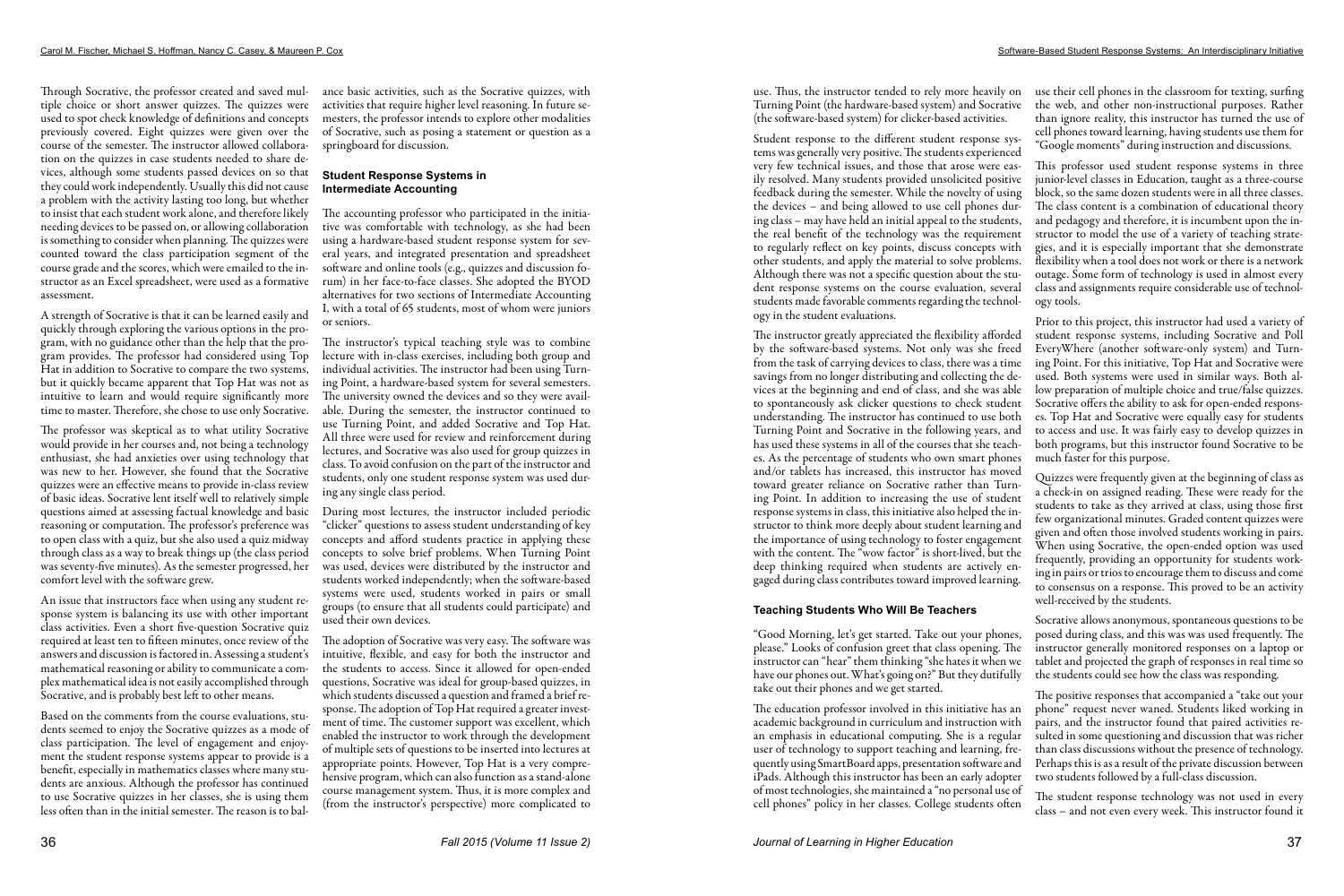Through Socrative, the professor created and saved multiple choice or short answer quizzes. The quizzes were used to spot check knowledge of definitions and concepts previously covered. Eight quizzes were given over the course of the semester. The instructor allowed collaboration on the quizzes in case students needed to share devices, although some students passed devices on so that they could work independently. Usually this did not cause a problem with the activity lasting too long, but whether to insist that each student work alone, and therefore likely needing devices to be passed on, or allowing collaboration is something to consider when planning. The quizzes were counted toward the class participation segment of the course grade and the scores, which were emailed to the instructor as an Excel spreadsheet, were used as a formative assessment.

A strength of Socrative is that it can be learned easily and quickly through exploring the various options in the program, with no guidance other than the help that the program provides. The professor had considered using Top Hat in addition to Socrative to compare the two systems, but it quickly became apparent that Top Hat was not as intuitive to learn and would require significantly more time to master. Therefore, she chose to use only Socrative.

The professor was skeptical as to what utility Socrative would provide in her courses and, not being a technology enthusiast, she had anxieties over using technology that was new to her. However, she found that the Socrative quizzes were an effective means to provide in-class review of basic ideas. Socrative lent itself well to relatively simple questions aimed at assessing factual knowledge and basic reasoning or computation. The professor's preference was to open class with a quiz, but she also used a quiz midway through class as a way to break things up (the class period was seventy-five minutes). As the semester progressed, her comfort level with the software grew.

An issue that instructors face when using any student response system is balancing its use with other important class activities. Even a short five-question Socrative quiz required at least ten to fifteen minutes, once review of the answers and discussion is factored in. Assessing a student's mathematical reasoning or ability to communicate a complex mathematical idea is not easily accomplished through Socrative, and is probably best left to other means.

Based on the comments from the course evaluations, students seemed to enjoy the Socrative quizzes as a mode of class participation. The level of engagement and enjoyment the student response systems appear to provide is a benefit, especially in mathematics classes where many students are anxious. Although the professor has continued to use Socrative quizzes in her classes, she is using them less often than in the initial semester. The reason is to balance basic activities, such as the Socrative quizzes, with activities that require higher level reasoning. In future semesters, the professor intends to explore other modalities of Socrative, such as posing a statement or question as a springboard for discussion.

## Student Response Systems in Intermediate Accounting

The accounting professor who participated in the initiative was comfortable with technology, as she had been using a hardware-based student response system for several years, and integrated presentation and spreadsheet software and online tools (e.g., quizzes and discussion forum) in her face-to-face classes. She adopted the BYOD alternatives for two sections of Intermediate Accounting I, with a total of 65 students, most of whom were juniors or seniors.

The instructor's typical teaching style was to combine lecture with in-class exercises, including both group and individual activities. The instructor had been using Turning Point, a hardware-based system for several semesters. The university owned the devices and so they were available. During the semester, the instructor continued to use Turning Point, and added Socrative and Top Hat. All three were used for review and reinforcement during lectures, and Socrative was also used for group quizzes in class. To avoid confusion on the part of the instructor and students, only one student response system was used during any single class period.

During most lectures, the instructor included periodic "clicker" questions to assess student understanding of key concepts and afford students practice in applying these concepts to solve brief problems. When Turning Point was used, devices were distributed by the instructor and students worked independently; when the software-based systems were used, students worked in pairs or small groups (to ensure that all students could participate) and used their own devices.

The adoption of Socrative was very easy. The software was intuitive, flexible, and easy for both the instructor and the students to access. Since it allowed for open-ended questions, Socrative was ideal for group-based quizzes, in which students discussed a question and framed a brief response. The adoption of Top Hat required a greater investment of time. The customer support was excellent, which enabled the instructor to work through the development of multiple sets of questions to be inserted into lectures at appropriate points. However, Top Hat is a very comprehensive program, which can also function as a stand-alone course management system. Thus, it is more complex and (from the instructor's perspective) more complicated to use. Thus, the instructor tended to rely more heavily on Turning Point (the hardware-based system) and Socrative (the software-based system) for clicker-based activities.

Student response to the different student response systems was generally very positive. The students experienced very few technical issues, and those that arose were easily resolved. Many students provided unsolicited positive feedback during the semester. While the novelty of using the devices – and being allowed to use cell phones during class – may have held an initial appeal to the students, the real benefit of the technology was the requirement to regularly reflect on key points, discuss concepts with other students, and apply the material to solve problems. Although there was not a specific question about the student response systems on the course evaluation, several students made favorable comments regarding the technology in the student evaluations.

The instructor greatly appreciated the flexibility afforded by the software-based systems. Not only was she freed from the task of carrying devices to class, there was a time savings from no longer distributing and collecting the devices at the beginning and end of class, and she was able to spontaneously ask clicker questions to check student understanding. The instructor has continued to use both Turning Point and Socrative in the following years, and has used these systems in all of the courses that she teaches. As the percentage of students who own smart phones and/or tablets has increased, this instructor has moved toward greater reliance on Socrative rather than Turning Point. In addition to increasing the use of student response systems in class, this initiative also helped the instructor to think more deeply about student learning and the importance of using technology to foster engagement with the content. The "wow factor" is short-lived, but the deep thinking required when students are actively engaged during class contributes toward improved learning.

## Teaching Students Who Will Be Teachers

"Good Morning, let's get started. Take out your phones, please." Looks of confusion greet that class opening. The instructor can "hear" them thinking "she hates it when we have our phones out. What's going on?" But they dutifully take out their phones and we get started.

The education professor involved in this initiative has an academic background in curriculum and instruction with an emphasis in educational computing. She is a regular user of technology to support teaching and learning, frequently using SmartBoard apps, presentation software and iPads. Although this instructor has been an early adopter of most technologies, she maintained a "no personal use of cell phones" policy in her classes. College students often use their cell phones in the classroom for texting, surfing the web, and other non-instructional purposes. Rather than ignore reality, this instructor has turned the use of cell phones toward learning, having students use them for "Google moments" during instruction and discussions.

This professor used student response systems in three junior-level classes in Education, taught as a three-course block, so the same dozen students were in all three classes. The class content is a combination of educational theory and pedagogy and therefore, it is incumbent upon the instructor to model the use of a variety of teaching strategies, and it is especially important that she demonstrate flexibility when a tool does not work or there is a network outage. Some form of technology is used in almost every class and assignments require considerable use of technology tools.

Prior to this project, this instructor had used a variety of student response systems, including Socrative and Poll EveryWhere (another software-only system) and Turning Point. For this initiative, Top Hat and Socrative were used. Both systems were used in similar ways. Both allow preparation of multiple choice and true/false quizzes. Socrative offers the ability to ask for open-ended responses. Top Hat and Socrative were equally easy for students to access and use. It was fairly easy to develop quizzes in both programs, but this instructor found Socrative to be much faster for this purpose.

Quizzes were frequently given at the beginning of class as a check-in on assigned reading. These were ready for the students to take as they arrived at class, using those first few organizational minutes. Graded content quizzes were given and often those involved students working in pairs. When using Socrative, the open-ended option was used frequently, providing an opportunity for students working in pairs or trios to encourage them to discuss and come to consensus on a response. This proved to be an activity well-received by the students.

Socrative allows anonymous, spontaneous questions to be posed during class, and this was used frequently. The instructor generally monitored responses on a laptop or tablet and projected the graph of responses in real time so the students could see how the class was responding.

The positive responses that accompanied a "take out your phone" request never waned. Students liked working in pairs, and the instructor found that paired activities resulted in some questioning and discussion that was richer than class discussions without the presence of technology. Perhaps this is as a result of the private discussion between two students followed by a full-class discussion.

The student response technology was not used in every class – and not even every week. This instructor found it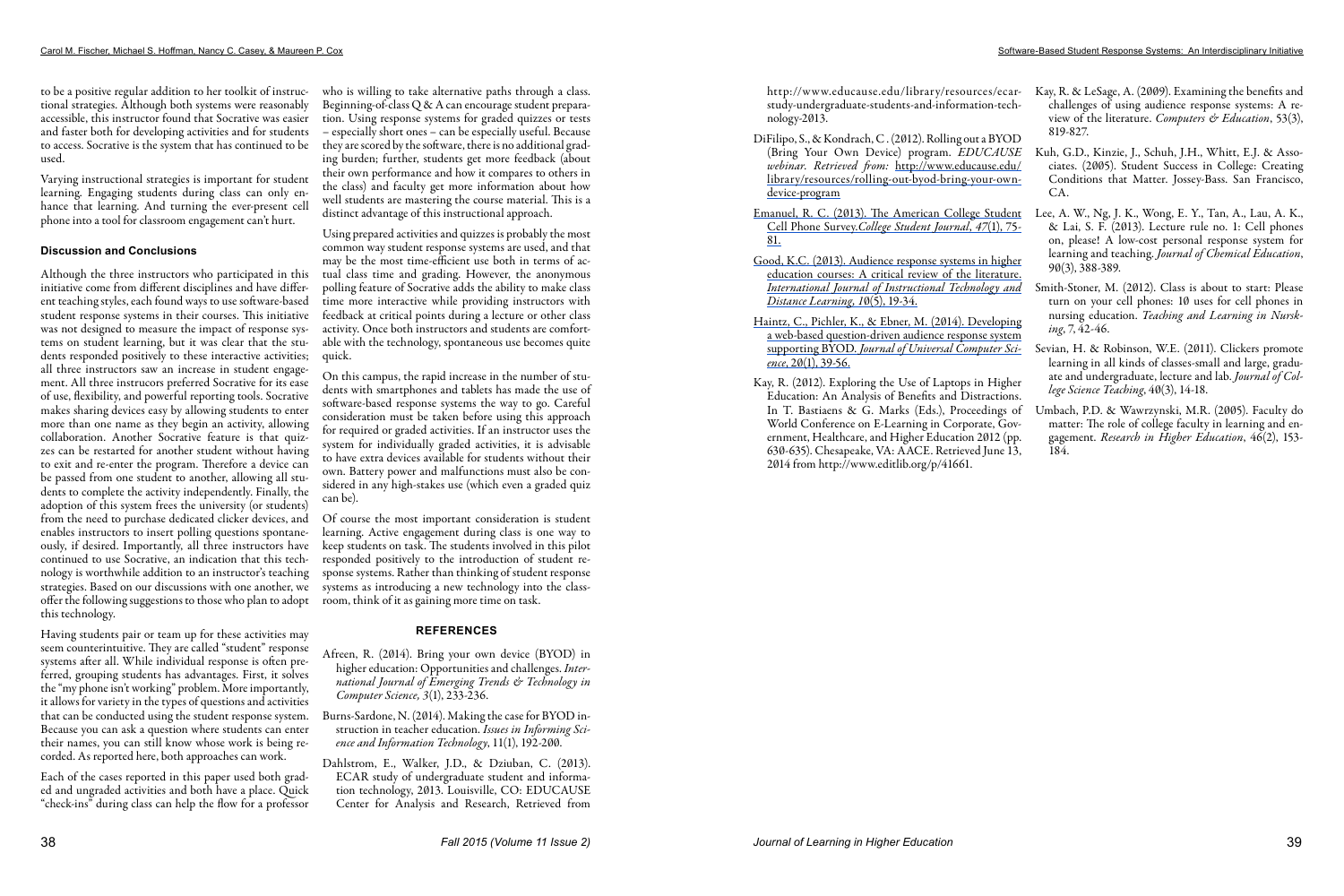to be a positive regular addition to her toolkit of instructional strategies. Although both systems were reasonably accessible, this instructor found that Socrative was easier and faster both for developing activities and for students to access. Socrative is the system that has continued to be used.

Varying instructional strategies is important for student learning. Engaging students during class can only enhance that learning. And turning the ever-present cell phone into a tool for classroom engagement can't hurt.

### Discussion and Conclusions

Although the three instructors who participated in this initiative come from different disciplines and have different teaching styles, each found ways to use software-based student response systems in their courses. This initiative was not designed to measure the impact of response systems on student learning, but it was clear that the students responded positively to these interactive activities; all three instructors saw an increase in student engagement. All three instrucors preferred Socrative for its ease of use, flexibility, and powerful reporting tools. Socrative makes sharing devices easy by allowing students to enter more than one name as they begin an activity, allowing collaboration. Another Socrative feature is that quizzes can be restarted for another student without having to exit and re-enter the program. Therefore a device can be passed from one student to another, allowing all students to complete the activity independently. Finally, the adoption of this system frees the university (or students) from the need to purchase dedicated clicker devices, and enables instructors to insert polling questions spontaneously, if desired. Importantly, all three instructors have continued to use Socrative, an indication that this technology is worthwhile addition to an instructor's teaching strategies. Based on our discussions with one another, we offer the following suggestions to those who plan to adopt this technology.

Having students pair or team up for these activities may seem counterintuitive. They are called "student" response systems after all. While individual response is often preferred, grouping students has advantages. First, it solves the "my phone isn't working" problem. More importantly, it allows for variety in the types of questions and activities that can be conducted using the student response system. Because you can ask a question where students can enter their names, you can still know whose work is being recorded. As reported here, both approaches can work.

Each of the cases reported in this paper used both graded and ungraded activities and both have a place. Quick "check-ins" during class can help the flow for a professor who is willing to take alternative paths through a class. Beginning-of-class Q & A can encourage student preparation. Using response systems for graded quizzes or tests – especially short ones – can be especially useful. Because they are scored by the software, there is no additional grading burden; further, students get more feedback (about their own performance and how it compares to others in the class) and faculty get more information about how well students are mastering the course material. This is a distinct advantage of this instructional approach.

Using prepared activities and quizzes is probably the most common way student response systems are used, and that may be the most time-efficient use both in terms of actual class time and grading. However, the anonymous polling feature of Socrative adds the ability to make class time more interactive while providing instructors with feedback at critical points during a lecture or other class activity. Once both instructors and students are comfortable with the technology, spontaneous use becomes quite quick.

On this campus, the rapid increase in the number of students with smartphones and tablets has made the use of software-based response systems the way to go. Careful consideration must be taken before using this approach for required or graded activities. If an instructor uses the system for individually graded activities, it is advisable to have extra devices available for students without their own. Battery power and malfunctions must also be considered in any high-stakes use (which even a graded quiz can be).

Of course the most important consideration is student learning. Active engagement during class is one way to keep students on task. The students involved in this pilot responded positively to the introduction of student response systems. Rather than thinking of student response systems as introducing a new technology into the classroom, think of it as gaining more time on task.

### REFERENCES

Afreen, R. (2014). Bring your own device (BYOD) in higher education: Opportunities and challenges. *International Journal of Emerging Trends & Technology in Computer Science, 3*(1), 233-236.

Burns-Sardone, N. (2014). Making the case for BYOD instruction in teacher education. *Issues in Informing Science and Information Technology*, 11(1), 192-200.

Dahlstrom, E., Walker, J.D., & Dziuban, C. (2013). ECAR study of undergraduate student and information technology, 2013. Louisville, CO: EDUCAUSE Center for Analysis and Research, Retrieved from http://www.educause.edu/library/resources/ecar-study-undergraduate-students-and-information-technology-2013.

DiFilipo, S., & Kondrach, C . (2012). Rolling out a BYOD (Bring Your Own Device) program. *EDUCAUSE webinar. Retrieved from:* http://www.educause.edu/library/resources/rolling-out-byod-bring-your-own-device-program

Emanuel, R. C. (2013). The American College Student Cell Phone Survey.*College Student Journal*, *47*(1), 75-81.

Good, K.C. (2013). Audience response systems in higher education courses: A critical review of the literature. *International Journal of Instructional Technology and Distance Learning*, *10*(5), 19-34.

Haintz, C., Pichler, K., & Ebner, M. (2014). Developing a web-based question-driven audience response system supporting BYOD. *Journal of Universal Computer Science*, 20(1), 39-56.

Kay, R. (2012). Exploring the Use of Laptops in Higher Education: An Analysis of Benefits and Distractions. In T. Bastiaens & G. Marks (Eds.), Proceedings of World Conference on E-Learning in Corporate, Government, Healthcare, and Higher Education 2012 (pp. 630-635). Chesapeake, VA: AACE. Retrieved June 13, 2014 from http://www.editlib.org/p/41661.

Kay, R. & LeSage, A. (2009). Examining the benefits and challenges of using audience response systems: A review of the literature. *Computers & Education*, 53(3), 819-827.

Kuh, G.D., Kinzie, J., Schuh, J.H., Whitt, E.J. & Associates. (2005). Student Success in College: Creating Conditions that Matter. Jossey-Bass. San Francisco, CA.

Lee, A. W., Ng, J. K., Wong, E. Y., Tan, A., Lau, A. K., & Lai, S. F. (2013). Lecture rule no. 1: Cell phones on, please! A low-cost personal response system for learning and teaching. *Journal of Chemical Education*, 90(3), 388-389.

Smith-Stoner, M. (2012). Class is about to start: Please turn on your cell phones: 10 uses for cell phones in nursing education. *Teaching and Learning in Nursking*, 7, 42-46.

Sevian, H. & Robinson, W.E. (2011). Clickers promote learning in all kinds of classes-small and large, graduate and undergraduate, lecture and lab. *Journal of College Science Teaching*, 40(3), 14-18.

Umbach, P.D. & Wawrzynski, M.R. (2005). Faculty do matter: The role of college faculty in learning and engagement. *Research in Higher Education*, 46(2), 153-184.